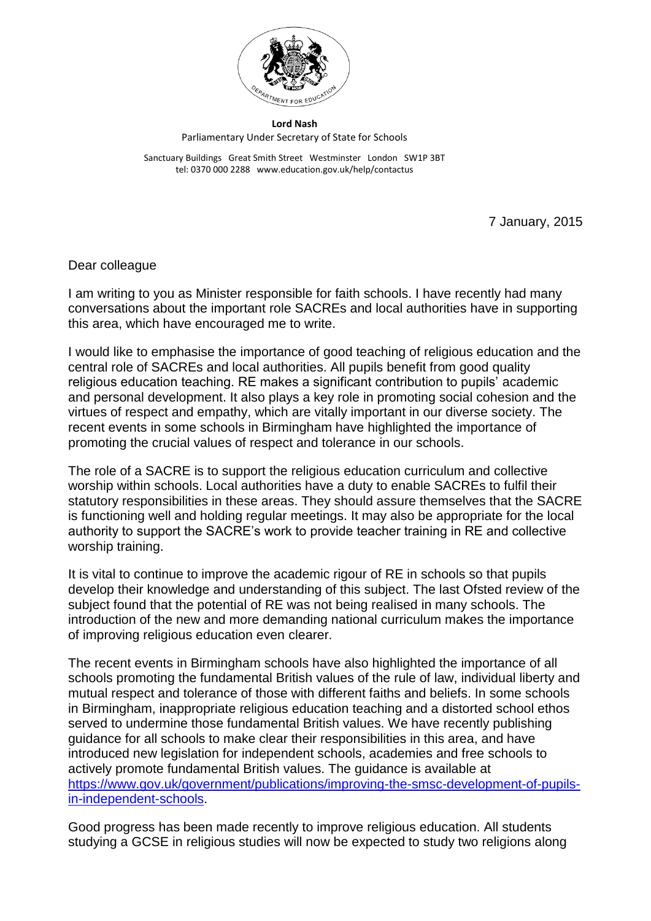**Lord Nash**
Parliamentary Under Secretary of State for Schools

Sanctuary Buildings Great Smith Street Westminster London SW1P 3BT
tel: 0370 000 2288 www.education.gov.uk/help/contactus

7 January, 2015

Dear colleague

I am writing to you as Minister responsible for faith schools. I have recently had many conversations about the important role SACREs and local authorities have in supporting this area, which have encouraged me to write.

I would like to emphasise the importance of good teaching of religious education and the central role of SACREs and local authorities. All pupils benefit from good quality religious education teaching. RE makes a significant contribution to pupils' academic and personal development. It also plays a key role in promoting social cohesion and the virtues of respect and empathy, which are vitally important in our diverse society. The recent events in some schools in Birmingham have highlighted the importance of promoting the crucial values of respect and tolerance in our schools.

The role of a SACRE is to support the religious education curriculum and collective worship within schools. Local authorities have a duty to enable SACREs to fulfil their statutory responsibilities in these areas. They should assure themselves that the SACRE is functioning well and holding regular meetings. It may also be appropriate for the local authority to support the SACRE's work to provide teacher training in RE and collective worship training.

It is vital to continue to improve the academic rigour of RE in schools so that pupils develop their knowledge and understanding of this subject. The last Ofsted review of the subject found that the potential of RE was not being realised in many schools. The introduction of the new and more demanding national curriculum makes the importance of improving religious education even clearer.

The recent events in Birmingham schools have also highlighted the importance of all schools promoting the fundamental British values of the rule of law, individual liberty and mutual respect and tolerance of those with different faiths and beliefs. In some schools in Birmingham, inappropriate religious education teaching and a distorted school ethos served to undermine those fundamental British values. We have recently publishing guidance for all schools to make clear their responsibilities in this area, and have introduced new legislation for independent schools, academies and free schools to actively promote fundamental British values. The guidance is available at [https://www.gov.uk/government/publications/improving-the-smsc-development-of-pupils-in-independent-schools](https://www.gov.uk/government/publications/improving-the-smsc-development-of-pupils-in-independent-schools).

Good progress has been made recently to improve religious education. All students studying a GCSE in religious studies will now be expected to study two religions along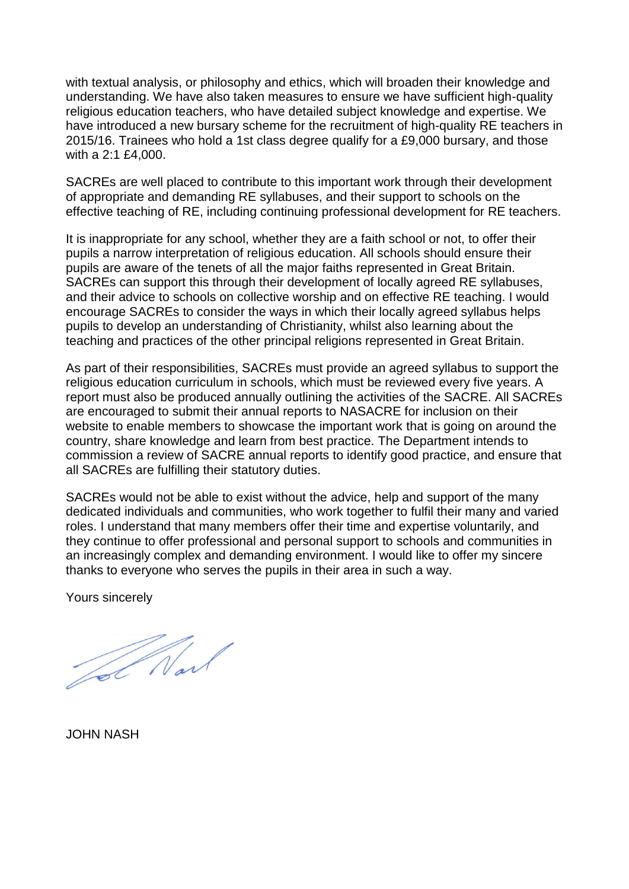with textual analysis, or philosophy and ethics, which will broaden their knowledge and understanding. We have also taken measures to ensure we have sufficient high-quality religious education teachers, who have detailed subject knowledge and expertise. We have introduced a new bursary scheme for the recruitment of high-quality RE teachers in 2015/16. Trainees who hold a 1st class degree qualify for a £9,000 bursary, and those with a 2:1 £4,000.

SACREs are well placed to contribute to this important work through their development of appropriate and demanding RE syllabuses, and their support to schools on the effective teaching of RE, including continuing professional development for RE teachers.

It is inappropriate for any school, whether they are a faith school or not, to offer their pupils a narrow interpretation of religious education. All schools should ensure their pupils are aware of the tenets of all the major faiths represented in Great Britain. SACREs can support this through their development of locally agreed RE syllabuses, and their advice to schools on collective worship and on effective RE teaching. I would encourage SACREs to consider the ways in which their locally agreed syllabus helps pupils to develop an understanding of Christianity, whilst also learning about the teaching and practices of the other principal religions represented in Great Britain.

As part of their responsibilities, SACREs must provide an agreed syllabus to support the religious education curriculum in schools, which must be reviewed every five years. A report must also be produced annually outlining the activities of the SACRE. All SACREs are encouraged to submit their annual reports to NASACRE for inclusion on their website to enable members to showcase the important work that is going on around the country, share knowledge and learn from best practice. The Department intends to commission a review of SACRE annual reports to identify good practice, and ensure that all SACREs are fulfilling their statutory duties.

SACREs would not be able to exist without the advice, help and support of the many dedicated individuals and communities, who work together to fulfil their many and varied roles. I understand that many members offer their time and expertise voluntarily, and they continue to offer professional and personal support to schools and communities in an increasingly complex and demanding environment. I would like to offer my sincere thanks to everyone who serves the pupils in their area in such a way.

Yours sincerely

JOHN NASH